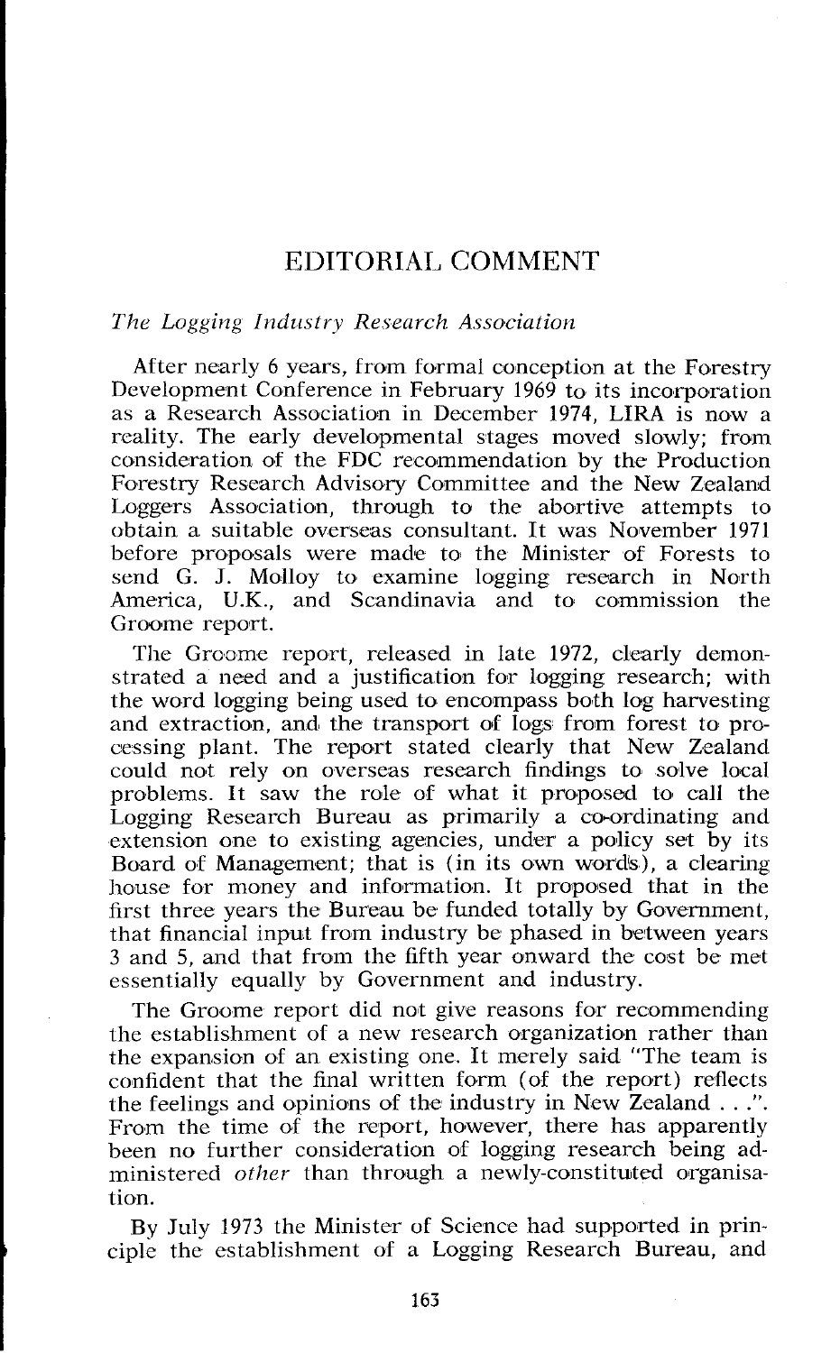# EDITORIAL COMMENT

## *The Logging Industry Research Association*

After nearly 6 years, from formal conception at the Forestry Development Conference in February 1969 to its incorporation as a Research Association in December 1974, LIRA is now a reality. The early developmental stages moved slowly; from consideration of the FDC recommendation by the Production Forestry Research Advisory Committee and the New Zealand Loggers Association, through to the abortive attempts to obtain a suitable overseas consultant. It was November 1971 before proposals were made to the Minister of Forests to send G. J. Molloy to examine logging research in North America, U.K., and Scandinavia and to commission the Groome report.

The Groome report, released in late 1972, clearly demonstrated a need and a justification for logging research; with the word logging being used to encompass both log harvesting and extraction, and the transport of logs from forest to processing plant. The report stated clearly that New Zealand could not rely on overseas research findings to solve local problems. It saw the role of what it proposed to call the Logging Research Bureau as primarily a co-ordinating and extension one to existing agencies, under a policy set by its Board of Management; that is (in its own words), a clearing house for money and information. It proposed that in the first three years the Bureau be funded totally by Government, that financial input from industry be phased in between years 3 and 5, and that from the fifth year onward the cost be met essentially equally by Government and industry.

The Groome report did not give reasons for recommending the establishment of a new research organization rather than the expansion of an existing one. It merely said "The team is confident that the final written form (of the report) reflects the feelings and opinions of the industry in New Zealand . . .". From the time of the report, however, there has apparently been no further consideration of logging research being administered *other* than through a newly-constituted organisation.

By July 1973 the Minister of Science had supported in principle the establishment of a Logging Research Bureau, and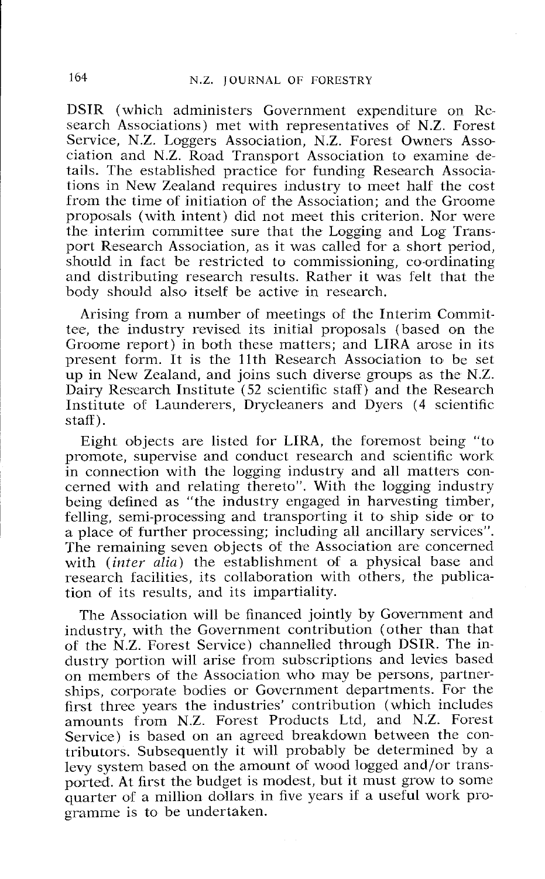DSIR (which administers Government expenditure on Research Associations) met with representatives of N.Z. Forest Service, N.Z. Loggers Association, N.Z. Forest Owners Association and N.Z. Road Transport Association to examine details. The established practice for funding Research Associations in New Zealand requires industry to meet half the cost from the time of initiation of the Association; and the Groome proposals (with intent) did not meet this criterion. Nor were the interim committee sure that the Logging and Log Transport Research Association, as it was called for a short period, should in fact be restricted to commissioning, co-ordinating and distributing research results. Rather it was felt that the body should also itself be active in research.

Arising from a number of meetings of the Interim Committee, the industry revised its initial proposals (based on the Groome report) in both these matters; and LIRA arose in its present form. It is the 11th Research Association to be set up in New Zealand, and joins such diverse groups as the N.Z. Dairy Research Institute (52 scientific staff) and the Research Institute of Launderers, Drycleaners and Dyers (4 scientific staff).

Eight objects are listed for LIRA, the foremost being "to promote, supervise and conduct research and scientific work in connection with the logging industry and all matters concerned with and relating thereto". With the logging industry being defined as "the industry engaged in harvesting timber, felling, semi-processing and transporting it to ship side or to a place of further processing; including all ancillary services". The remaining seven objects of the Association are concerned with (*inter alia*) the establishment of a physical base and research facilities, its collaboration with others, the publication of its results, and its impartiality.

The Association will be financed jointly by Government and industry, with the Government contribution (other than that of the N.Z. Forest Service) channelled through DSIR. The industry portion will arise from subscriptions and levies based on members of the Association who may be persons, partnerships, corporate bodies or Government departments. For the first three years the industries' contribution (which includes amounts from N.Z. Forest Products Ltd, and N.Z. Forest Service) is based on an agreed breakdown between the contributors. Subsequently it will probably be determined by a levy system based on the amount of wood logged and/or transported. At first the budget is modest, but it must grow to some quarter of a million dollars in five years if a useful work programme is to be undertaken.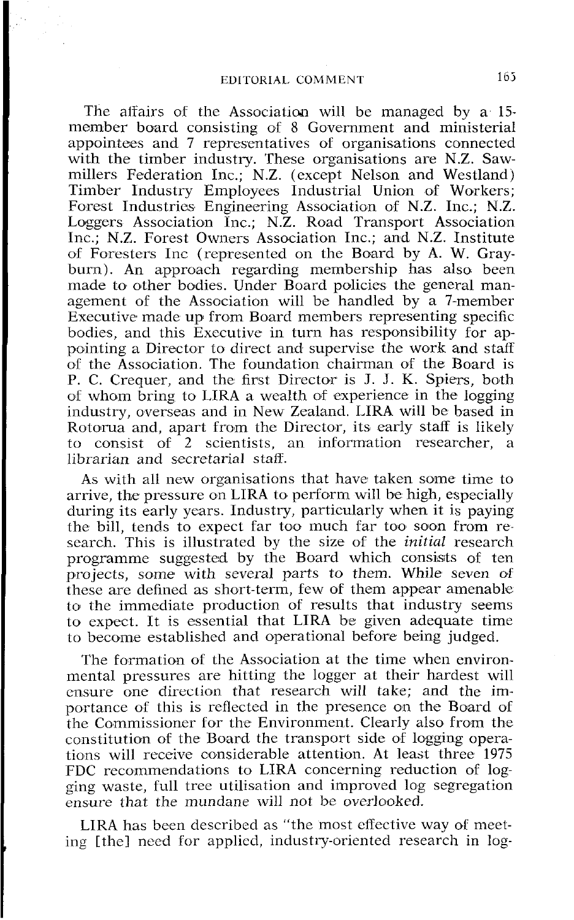The affairs of the Association will be managed by a 15-member board consisting of 8 Government and ministerial appointees and 7 representatives of organisations connected with the timber industry. These organisations are N.Z. Sawmillers Federation Inc.; N.Z. (except Nelson and Westland) Timber Industry Employees Industrial Union of Workers; Forest Industries Engineering Association of N.Z. Inc.; N.Z. Loggers Association Inc.; N.Z. Road Transport Association Inc.; N.Z. Forest Owners Association Inc.; and N.Z. Institute of Foresters Inc (represented on the Board by A. W. Grayburn). An approach regarding membership has also been made to other bodies. Under Board policies the general management of the Association will be handled by a 7-member Executive made up from Board members representing specific bodies, and this Executive in turn has responsibility for appointing a Director to direct and supervise the work and staff of the Association. The foundation chairman of the Board is P. C. Crequer, and the first Director is J. J. K. Spiers, both of whom bring to LIRA a wealth of experience in the logging industry, overseas and in New Zealand. LIRA will be based in Rotorua and, apart from the Director, its early staff is likely to consist of 2 scientists, an information researcher, a librarian and secretarial staff.

As with all new organisations that have taken some time to arrive, the pressure on LIRA to perform will be high, especially during its early years. Industry, particularly when it is paying the bill, tends to expect far too much far too soon from research. This is illustrated by the size of the *initial* research programme suggested by the Board which consists of ten projects, some with several parts to them. While seven of these are defined as short-term, few of them appear amenable to the immediate production of results that industry seems to expect. It is essential that LIRA be given adequate time to become established and operational before being judged.

The formation of the Association at the time when environmental pressures are hitting the logger at their hardest will ensure one direction that research will take; and the importance of this is reflected in the presence on the Board of the Commissioner for the Environment. Clearly also from the constitution of the Board the transport side of logging operations will receive considerable attention. At least three 1975 FDC recommendations to LIRA concerning reduction of logging waste, full tree utilisation and improved log segregation ensure that the mundane will not be overlooked.

LIRA has been described as "the most effective way of meeting [the] need for applied, industry-oriented research in log-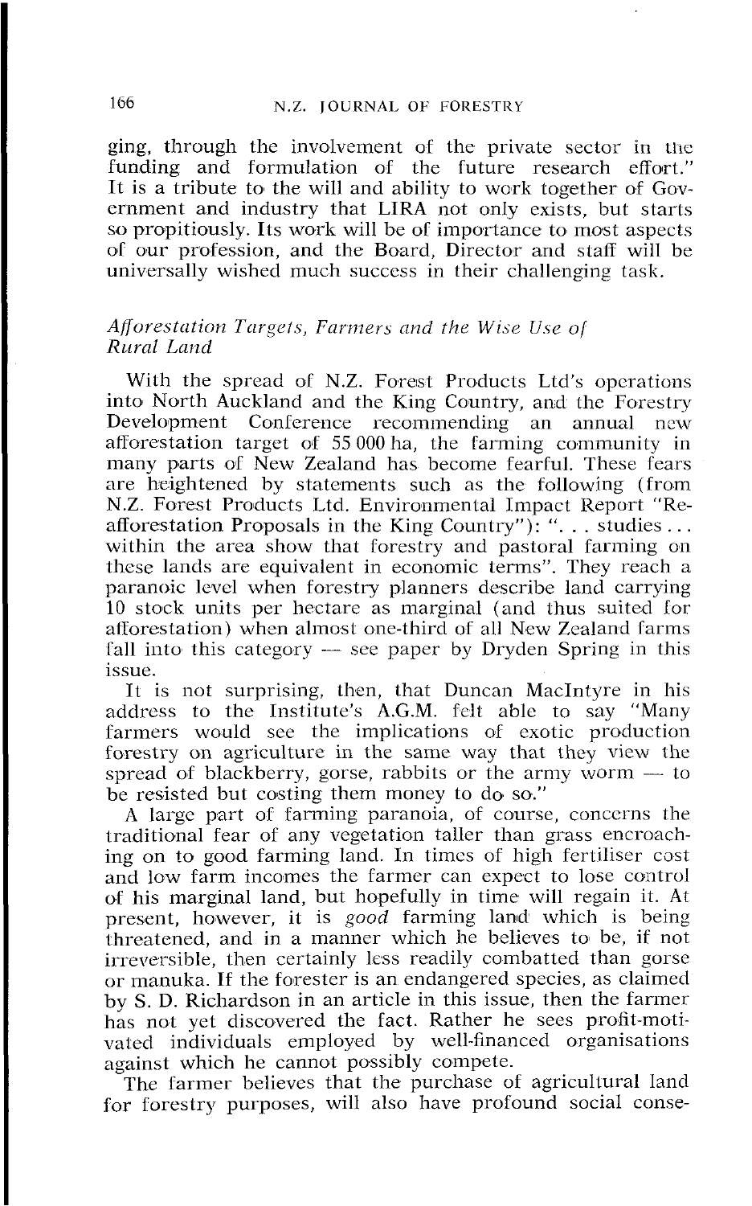ging, through the involvement of the private sector in the funding and formulation of the future research effort." It is a tribute to the will and ability to work together of Government and industry that LIRA not only exists, but starts so propitiously. Its work will be of importance to most aspects of our profession, and the Board, Director and staff will be universally wished much success in their challenging task.

## *Afforestation Targets, Farmers and the Wise Use of Rural Land*

With the spread of N.Z. Forest Products Ltd's operations into North Auckland and the King Country, and the Forestry Development Conference recommending an annual new afforestation target of 55 000 ha, the farming community in many parts of New Zealand has become fearful. These fears are heightened by statements such as the following (from N.Z. Forest Products Ltd. Environmental Impact Report "Re-afforestation Proposals in the King Country"): ". . . studies . . . within the area show that forestry and pastoral farming on these lands are equivalent in economic terms". They reach a paranoic level when forestry planners describe land carrying 10 stock units per hectare as marginal (and thus suited for afforestation) when almost one-third of all New Zealand farms fall into this category — see paper by Dryden Spring in this issue.

It is not surprising, then, that Duncan MacIntyre in his address to the Institute's A.G.M. felt able to say "Many farmers would see the implications of exotic production forestry on agriculture in the same way that they view the spread of blackberry, gorse, rabbits or the army worm — to be resisted but costing them money to do so."

A large part of farming paranoia, of course, concerns the traditional fear of any vegetation taller than grass encroaching on to good farming land. In times of high fertiliser cost and low farm incomes the farmer can expect to lose control of his marginal land, but hopefully in time will regain it. At present, however, it is *good* farming land which is being threatened, and in a manner which he believes to be, if not irreversible, then certainly less readily combatted than gorse or manuka. If the forester is an endangered species, as claimed by S. D. Richardson in an article in this issue, then the farmer has not yet discovered the fact. Rather he sees profit-motivated individuals employed by well-financed organisations against which he cannot possibly compete.

The farmer believes that the purchase of agricultural land for forestry purposes, will also have profound social conse-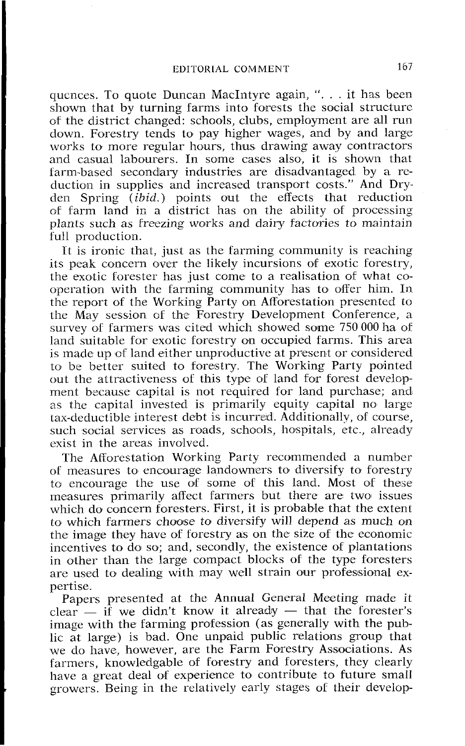quences. To quote Duncan MacIntyre again, ". . . it has been shown that by turning farms into forests the social structure of the district changed: schools, clubs, employment are all run down. Forestry tends to pay higher wages, and by and large works to more regular hours, thus drawing away contractors and casual labourers. In some cases also, it is shown that farm-based secondary industries are disadvantaged by a reduction in supplies and increased transport costs." And Dryden Spring (*ibid.*) points out the effects that reduction of farm land in a district has on the ability of processing plants such as freezing works and dairy factories to maintain full production.

It is ironic that, just as the farming community is reaching its peak concern over the likely incursions of exotic forestry, the exotic forester has just come to a realisation of what co-operation with the farming community has to offer him. In the report of the Working Party on Afforestation presented to the May session of the Forestry Development Conference, a survey of farmers was cited which showed some 750 000 ha of land suitable for exotic forestry on occupied farms. This area is made up of land either unproductive at present or considered to be better suited to forestry. The Working Party pointed out the attractiveness of this type of land for forest development because capital is not required for land purchase; and as the capital invested is primarily equity capital no large tax-deductible interest debt is incurred. Additionally, of course, such social services as roads, schools, hospitals, etc., already exist in the areas involved.

The Afforestation Working Party recommended a number of measures to encourage landowners to diversify to forestry to encourage the use of some of this land. Most of these measures primarily affect farmers but there are two issues which do concern foresters. First, it is probable that the extent to which farmers choose to diversify will depend as much on the image they have of forestry as on the size of the economic incentives to do so; and, secondly, the existence of plantations in other than the large compact blocks of the type foresters are used to dealing with may well strain our professional expertise.

Papers presented at the Annual General Meeting made it clear — if we didn't know it already — that the forester's image with the farming profession (as generally with the public at large) is bad. One unpaid public relations group that we do have, however, are the Farm Forestry Associations. As farmers, knowledgable of forestry and foresters, they clearly have a great deal of experience to contribute to future small growers. Being in the relatively early stages of their develop-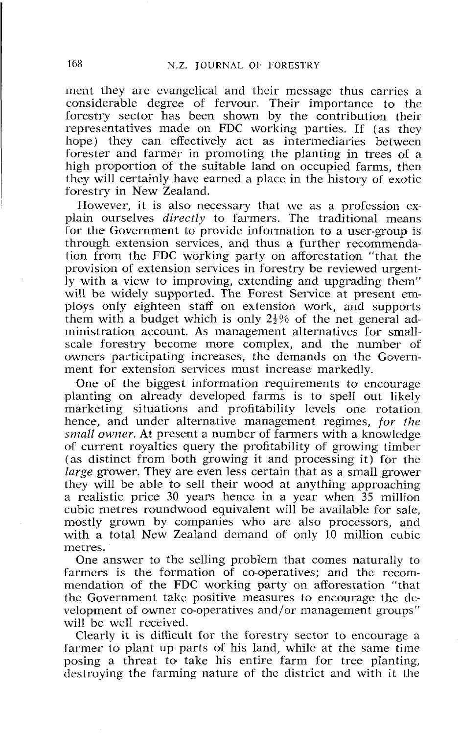ment they are evangelical and their message thus carries a considerable degree of fervour. Their importance to the forestry sector has been shown by the contribution their representatives made on FDC working parties. If (as they hope) they can effectively act as intermediaries between forester and farmer in promoting the planting in trees of a high proportion of the suitable land on occupied farms, then they will certainly have earned a place in the history of exotic forestry in New Zealand.

However, it is also necessary that we as a profession explain ourselves *directly* to farmers. The traditional means for the Government to provide information to a user-group is through extension services, and thus a further recommendation from the FDC working party on afforestation "that the provision of extension services in forestry be reviewed urgently with a view to improving, extending and upgrading them" will be widely supported. The Forest Service at present employs only eighteen staff on extension work, and supports them with a budget which is only 2½% of the net general administration account. As management alternatives for small-scale forestry become more complex, and the number of owners participating increases, the demands on the Government for extension services must increase markedly.

One of the biggest information requirements to encourage planting on already developed farms is to spell out likely marketing situations and profitability levels one rotation hence, and under alternative management regimes, *for the small owner*. At present a number of farmers with a knowledge of current royalties query the profitability of growing timber (as distinct from both growing it and processing it) for the *large* grower. They are even less certain that as a small grower they will be able to sell their wood at anything approaching a realistic price 30 years hence in a year when 35 million cubic metres roundwood equivalent will be available for sale, mostly grown by companies who are also processors, and with a total New Zealand demand of only 10 million cubic metres.

One answer to the selling problem that comes naturally to farmers is the formation of co-operatives; and the recommendation of the FDC working party on afforestation "that the Government take positive measures to encourage the development of owner co-operatives and/or management groups" will be well received.

Clearly it is difficult for the forestry sector to encourage a farmer to plant up parts of his land, while at the same time posing a threat to take his entire farm for tree planting, destroying the farming nature of the district and with it the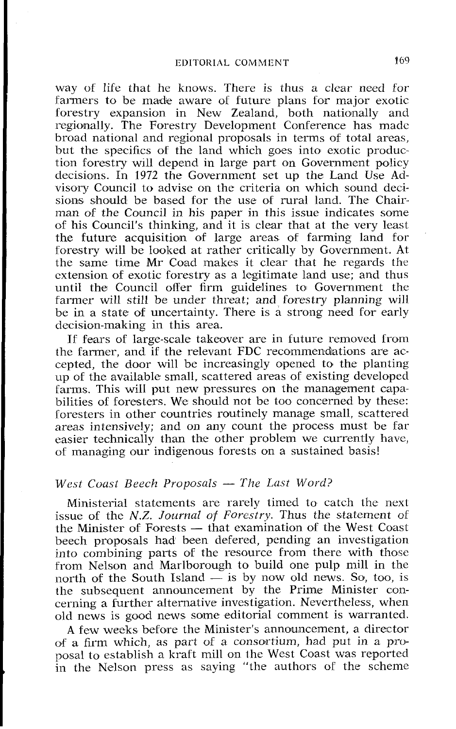way of life that he knows. There is thus a clear need for farmers to be made aware of future plans for major exotic forestry expansion in New Zealand, both nationally and regionally. The Forestry Development Conference has made broad national and regional proposals in terms of total areas, but the specifics of the land which goes into exotic production forestry will depend in large part on Government policy decisions. In 1972 the Government set up the Land Use Advisory Council to advise on the criteria on which sound decisions should be based for the use of rural land. The Chairman of the Council in his paper in this issue indicates some of his Council's thinking, and it is clear that at the very least the future acquisition of large areas of farming land for forestry will be looked at rather critically by Government. At the same time Mr Coad makes it clear that he regards the extension of exotic forestry as a legitimate land use; and thus until the Council offer firm guidelines to Government the farmer will still be under threat; and forestry planning will be in a state of uncertainty. There is a strong need for early decision-making in this area.

If fears of large-scale takeover are in future removed from the farmer, and if the relevant FDC recommendations are accepted, the door will be increasingly opened to the planting up of the available small, scattered areas of existing developed farms. This will put new pressures on the management capabilities of foresters. We should not be too concerned by these: foresters in other countries routinely manage small, scattered areas intensively; and on any count the process must be far easier technically than the other problem we currently have, of managing our indigenous forests on a sustained basis!

### *West Coast Beech Proposals — The Last Word?*

Ministerial statements are rarely timed to catch the next issue of the *N.Z. Journal of Forestry.* Thus the statement of the Minister of Forests — that examination of the West Coast beech proposals had been defered, pending an investigation into combining parts of the resource from there with those from Nelson and Marlborough to build one pulp mill in the north of the South Island — is by now old news. So, too, is the subsequent announcement by the Prime Minister concerning a further alternative investigation. Nevertheless, when old news is good news some editorial comment is warranted.

A few weeks before the Minister's announcement, a director of a firm which, as part of a consortium, had put in a proposal to establish a kraft mill on the West Coast was reported in the Nelson press as saying "the authors of the scheme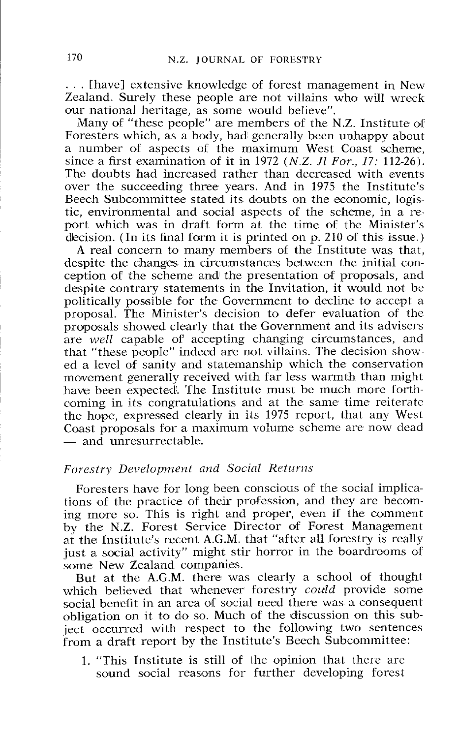. . . [have] extensive knowledge of forest management in New Zealand. Surely these people are not villains who will wreck our national heritage, as some would believe".

Many of "these people" are members of the N.Z. Institute of Foresters which, as a body, had generally been unhappy about a number of aspects of the maximum West Coast scheme, since a first examination of it in 1972 (*N.Z. Jl For.*, *17*: 112-26). The doubts had increased rather than decreased with events over the succeeding three years. And in 1975 the Institute's Beech Subcommittee stated its doubts on the economic, logistic, environmental and social aspects of the scheme, in a report which was in draft form at the time of the Minister's decision. (In its final form it is printed on p. 210 of this issue.)

A real concern to many members of the Institute was that, despite the changes in circumstances between the initial conception of the scheme and the presentation of proposals, and despite contrary statements in the Invitation, it would not be politically possible for the Government to decline to accept a proposal. The Minister's decision to defer evaluation of the proposals showed clearly that the Government and its advisers are *well* capable of accepting changing circumstances, and that "these people" indeed are not villains. The decision showed a level of sanity and statemanship which the conservation movement generally received with far less warmth than might have been expected. The Institute must be much more forthcoming in its congratulations and at the same time reiterate the hope, expressed clearly in its 1975 report, that any West Coast proposals for a maximum volume scheme are now dead — and unresurrectable.

### *Forestry Development and Social Returns*

Foresters have for long been conscious of the social implications of the practice of their profession, and they are becoming more so. This is right and proper, even if the comment by the N.Z. Forest Service Director of Forest Management at the Institute's recent A.G.M. that "after all forestry is really just a social activity" might stir horror in the boardrooms of some New Zealand companies.

But at the A.G.M. there was clearly a school of thought which believed that whenever forestry *could* provide some social benefit in an area of social need there was a consequent obligation on it to do so. Much of the discussion on this subject occurred with respect to the following two sentences from a draft report by the Institute's Beech Subcommittee:

1. "This Institute is still of the opinion that there are sound social reasons for further developing forest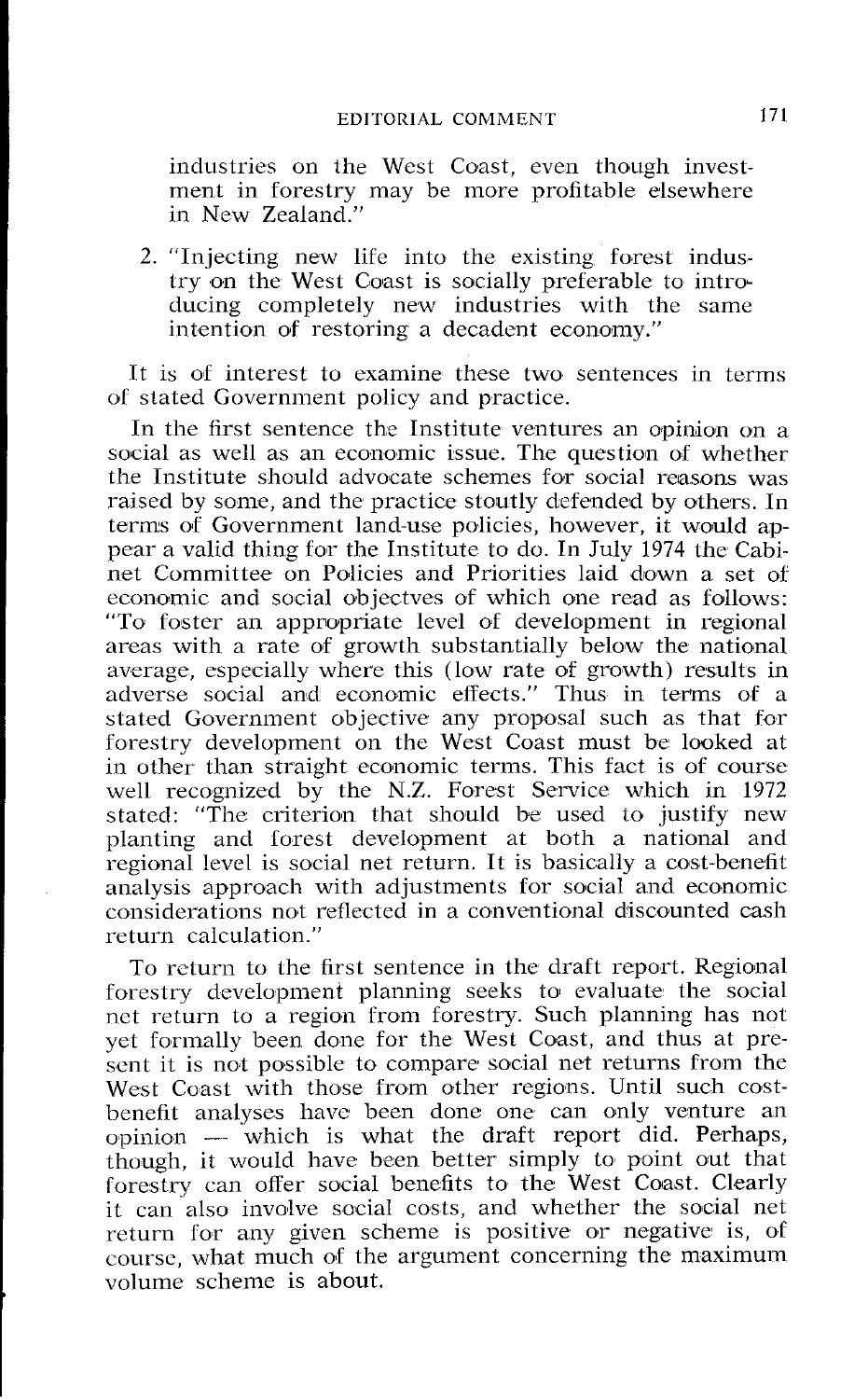industries on the West Coast, even though investment in forestry may be more profitable elsewhere in New Zealand."

2. "Injecting new life into the existing forest industry on the West Coast is socially preferable to introducing completely new industries with the same intention of restoring a decadent economy."

It is of interest to examine these two sentences in terms of stated Government policy and practice.

In the first sentence the Institute ventures an opinion on a social as well as an economic issue. The question of whether the Institute should advocate schemes for social reasons was raised by some, and the practice stoutly defended by others. In terms of Government land-use policies, however, it would appear a valid thing for the Institute to do. In July 1974 the Cabinet Committee on Policies and Priorities laid down a set of economic and social objectves of which one read as follows: "To foster an appropriate level of development in regional areas with a rate of growth substantially below the national average, especially where this (low rate of growth) results in adverse social and economic effects." Thus in terms of a stated Government objective any proposal such as that for forestry development on the West Coast must be looked at in other than straight economic terms. This fact is of course well recognized by the N.Z. Forest Service which in 1972 stated: "The criterion that should be used to justify new planting and forest development at both a national and regional level is social net return. It is basically a cost-benefit analysis approach with adjustments for social and economic considerations not reflected in a conventional discounted cash return calculation."

To return to the first sentence in the draft report. Regional forestry development planning seeks to evaluate the social net return to a region from forestry. Such planning has not yet formally been done for the West Coast, and thus at present it is not possible to compare social net returns from the West Coast with those from other regions. Until such cost-benefit analyses have been done one can only venture an opinion — which is what the draft report did. Perhaps, though, it would have been better simply to point out that forestry can offer social benefits to the West Coast. Clearly it can also involve social costs, and whether the social net return for any given scheme is positive or negative is, of course, what much of the argument concerning the maximum volume scheme is about.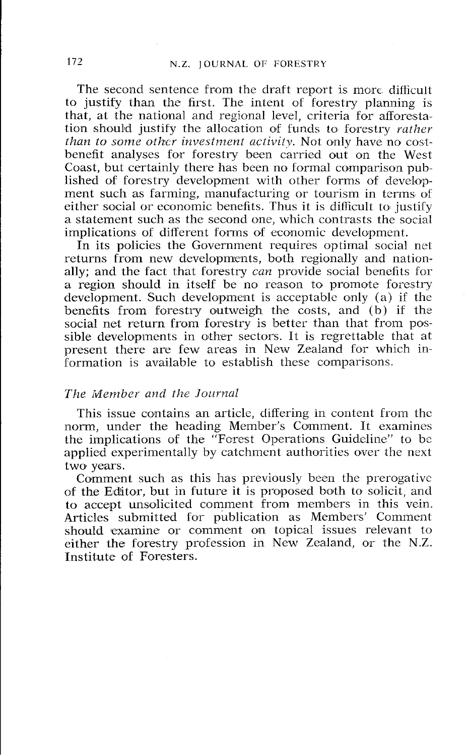The second sentence from the draft report is more difficult to justify than the first. The intent of forestry planning is that, at the national and regional level, criteria for afforestation should justify the allocation of funds to forestry *rather than to some other investment activity.* Not only have no cost-benefit analyses for forestry been carried out on the West Coast, but certainly there has been no formal comparison published of forestry development with other forms of development such as farming, manufacturing or tourism in terms of either social or economic benefits. Thus it is difficult to justify a statement such as the second one, which contrasts the social implications of different forms of economic development.

In its policies the Government requires optimal social net returns from new developments, both regionally and nationally; and the fact that forestry *can* provide social benefits for a region should in itself be no reason to promote forestry development. Such development is acceptable only (a) if the benefits from forestry outweigh the costs, and (b) if the social net return from forestry is better than that from possible developments in other sectors. It is regrettable that at present there are few areas in New Zealand for which information is available to establish these comparisons.

### *The Member and the Journal*

This issue contains an article, differing in content from the norm, under the heading Member's Comment. It examines the implications of the "Forest Operations Guideline" to be applied experimentally by catchment authorities over the next two years.

Comment such as this has previously been the prerogative of the Editor, but in future it is proposed both to solicit, and to accept unsolicited comment from members in this vein. Articles submitted for publication as Members' Comment should examine or comment on topical issues relevant to either the forestry profession in New Zealand, or the N.Z. Institute of Foresters.